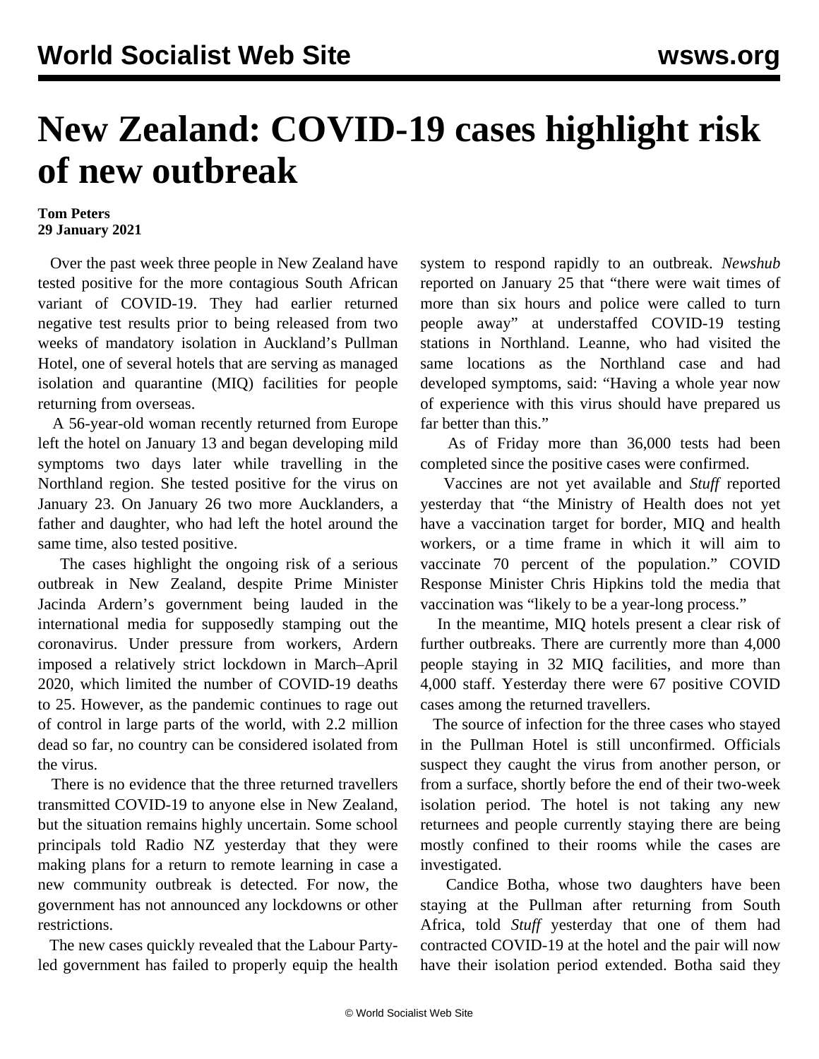# New Zealand: COVID-19 cases highlight risk of new outbreak

**Tom Peters**
**29 January 2021**

Over the past week three people in New Zealand have tested positive for the more contagious South African variant of COVID-19. They had earlier returned negative test results prior to being released from two weeks of mandatory isolation in Auckland's Pullman Hotel, one of several hotels that are serving as managed isolation and quarantine (MIQ) facilities for people returning from overseas.

A 56-year-old woman recently returned from Europe left the hotel on January 13 and began developing mild symptoms two days later while travelling in the Northland region. She tested positive for the virus on January 23. On January 26 two more Aucklanders, a father and daughter, who had left the hotel around the same time, also tested positive.

The cases highlight the ongoing risk of a serious outbreak in New Zealand, despite Prime Minister Jacinda Ardern's government being lauded in the international media for supposedly stamping out the coronavirus. Under pressure from workers, Ardern imposed a relatively strict lockdown in March–April 2020, which limited the number of COVID-19 deaths to 25. However, as the pandemic continues to rage out of control in large parts of the world, with 2.2 million dead so far, no country can be considered isolated from the virus.

There is no evidence that the three returned travellers transmitted COVID-19 to anyone else in New Zealand, but the situation remains highly uncertain. Some school principals told Radio NZ yesterday that they were making plans for a return to remote learning in case a new community outbreak is detected. For now, the government has not announced any lockdowns or other restrictions.

The new cases quickly revealed that the Labour Party-led government has failed to properly equip the health system to respond rapidly to an outbreak. *Newshub* reported on January 25 that "there were wait times of more than six hours and police were called to turn people away" at understaffed COVID-19 testing stations in Northland. Leanne, who had visited the same locations as the Northland case and had developed symptoms, said: "Having a whole year now of experience with this virus should have prepared us far better than this."

As of Friday more than 36,000 tests had been completed since the positive cases were confirmed.

Vaccines are not yet available and *Stuff* reported yesterday that "the Ministry of Health does not yet have a vaccination target for border, MIQ and health workers, or a time frame in which it will aim to vaccinate 70 percent of the population." COVID Response Minister Chris Hipkins told the media that vaccination was "likely to be a year-long process."

In the meantime, MIQ hotels present a clear risk of further outbreaks. There are currently more than 4,000 people staying in 32 MIQ facilities, and more than 4,000 staff. Yesterday there were 67 positive COVID cases among the returned travellers.

The source of infection for the three cases who stayed in the Pullman Hotel is still unconfirmed. Officials suspect they caught the virus from another person, or from a surface, shortly before the end of their two-week isolation period. The hotel is not taking any new returnees and people currently staying there are being mostly confined to their rooms while the cases are investigated.

Candice Botha, whose two daughters have been staying at the Pullman after returning from South Africa, told *Stuff* yesterday that one of them had contracted COVID-19 at the hotel and the pair will now have their isolation period extended. Botha said they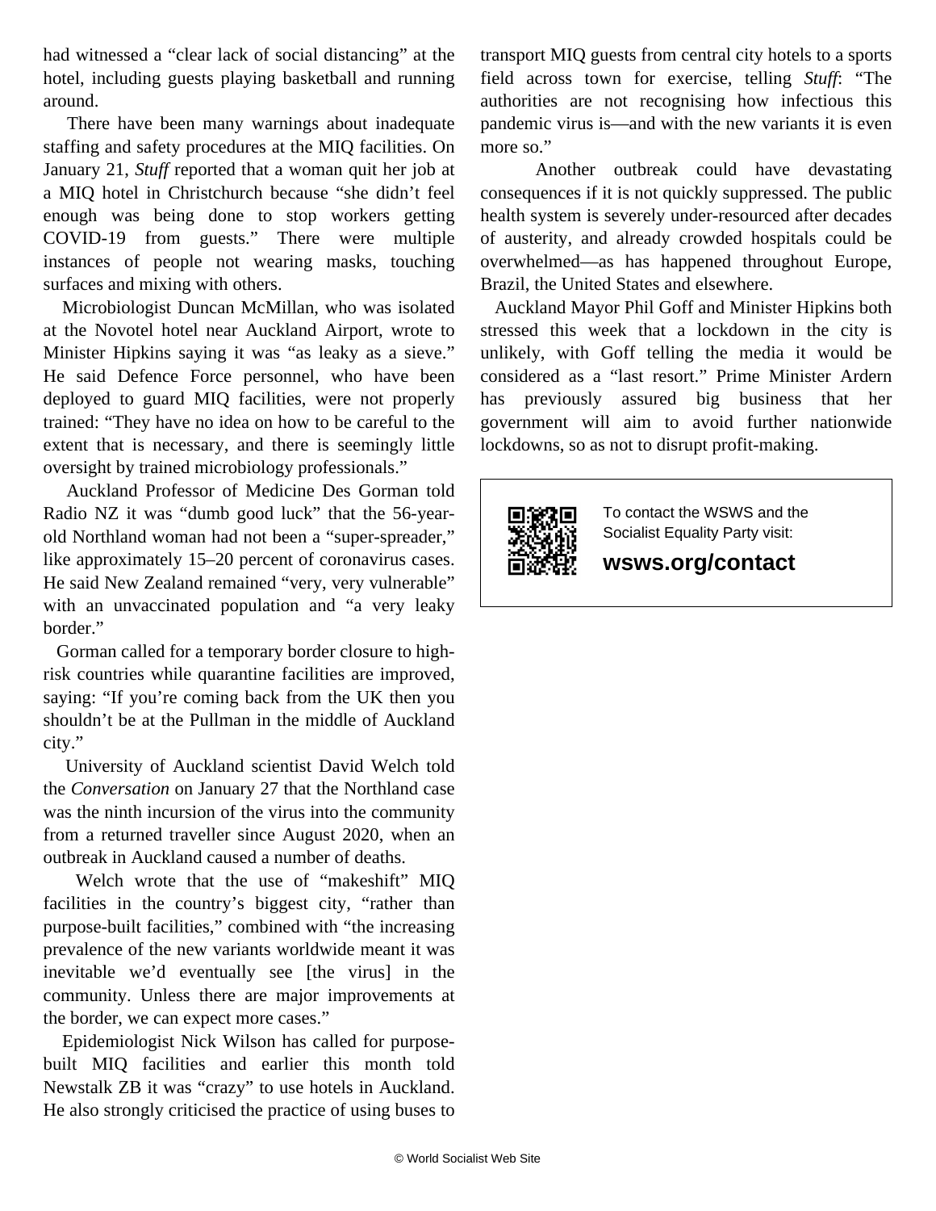had witnessed a "clear lack of social distancing" at the hotel, including guests playing basketball and running around.

There have been many warnings about inadequate staffing and safety procedures at the MIQ facilities. On January 21, *Stuff* reported that a woman quit her job at a MIQ hotel in Christchurch because "she didn't feel enough was being done to stop workers getting COVID-19 from guests." There were multiple instances of people not wearing masks, touching surfaces and mixing with others.

Microbiologist Duncan McMillan, who was isolated at the Novotel hotel near Auckland Airport, wrote to Minister Hipkins saying it was "as leaky as a sieve." He said Defence Force personnel, who have been deployed to guard MIQ facilities, were not properly trained: "They have no idea on how to be careful to the extent that is necessary, and there is seemingly little oversight by trained microbiology professionals."

Auckland Professor of Medicine Des Gorman told Radio NZ it was "dumb good luck" that the 56-year-old Northland woman had not been a "super-spreader," like approximately 15–20 percent of coronavirus cases. He said New Zealand remained "very, very vulnerable" with an unvaccinated population and "a very leaky border."

Gorman called for a temporary border closure to high-risk countries while quarantine facilities are improved, saying: "If you're coming back from the UK then you shouldn't be at the Pullman in the middle of Auckland city."

University of Auckland scientist David Welch told the *Conversation* on January 27 that the Northland case was the ninth incursion of the virus into the community from a returned traveller since August 2020, when an outbreak in Auckland caused a number of deaths.

Welch wrote that the use of "makeshift" MIQ facilities in the country's biggest city, "rather than purpose-built facilities," combined with "the increasing prevalence of the new variants worldwide meant it was inevitable we'd eventually see [the virus] in the community. Unless there are major improvements at the border, we can expect more cases."

Epidemiologist Nick Wilson has called for purpose-built MIQ facilities and earlier this month told Newstalk ZB it was "crazy" to use hotels in Auckland. He also strongly criticised the practice of using buses to transport MIQ guests from central city hotels to a sports field across town for exercise, telling *Stuff*: "The authorities are not recognising how infectious this pandemic virus is—and with the new variants it is even more so."

Another outbreak could have devastating consequences if it is not quickly suppressed. The public health system is severely under-resourced after decades of austerity, and already crowded hospitals could be overwhelmed—as has happened throughout Europe, Brazil, the United States and elsewhere.

Auckland Mayor Phil Goff and Minister Hipkins both stressed this week that a lockdown in the city is unlikely, with Goff telling the media it would be considered as a "last resort." Prime Minister Ardern has previously assured big business that her government will aim to avoid further nationwide lockdowns, so as not to disrupt profit-making.

To contact the WSWS and the Socialist Equality Party visit:

**wsws.org/contact**